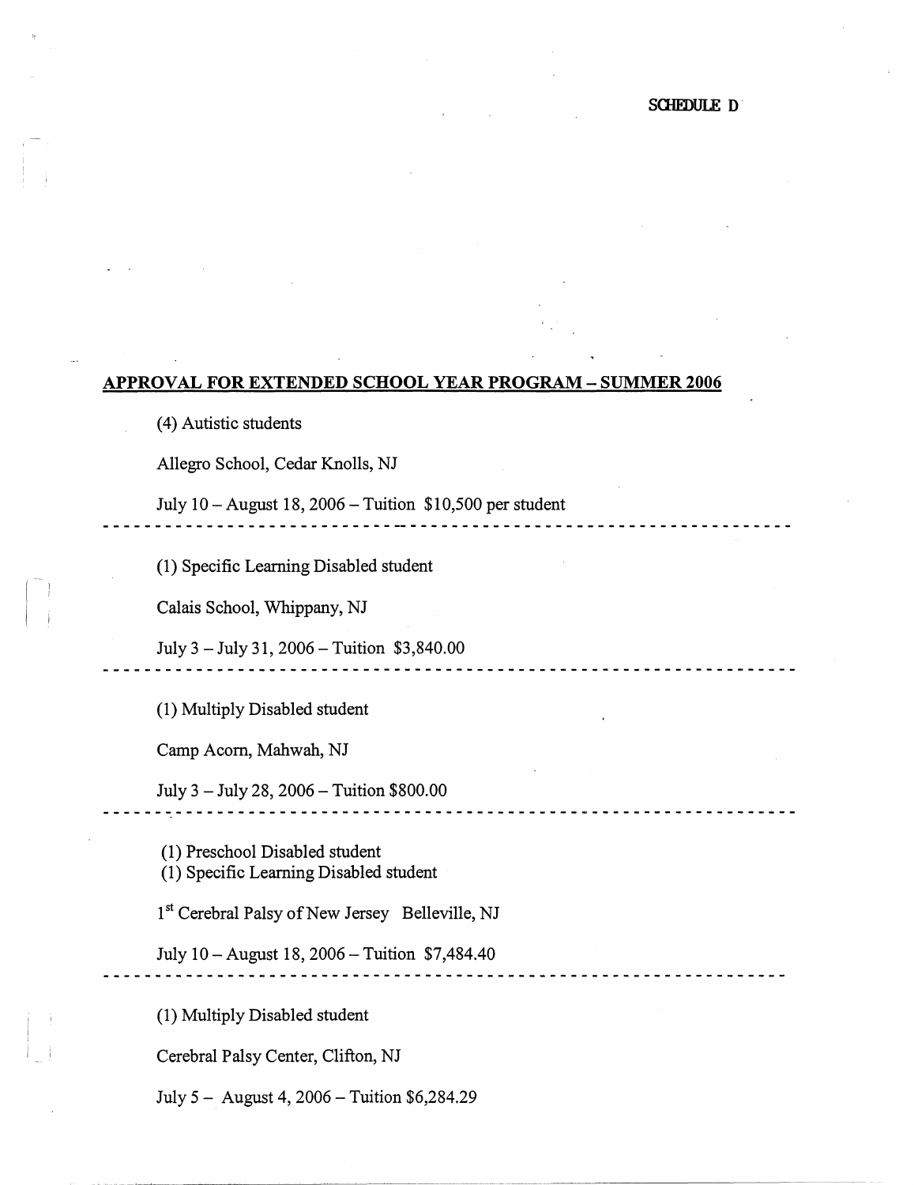SCHEDULE D

## APPROVAL FOR EXTENDED SCHOOL YEAR PROGRAM – SUMMER 2006

(4) Autistic students

Allegro School, Cedar Knolls, NJ

July 10 – August 18, 2006 – Tuition $10,500 per student

---

(1) Specific Learning Disabled student

Calais School, Whippany, NJ

July 3 – July 31, 2006 – Tuition $3,840.00

---

(1) Multiply Disabled student

Camp Acorn, Mahwah, NJ

July 3 – July 28, 2006 – Tuition $800.00

---

(1) Preschool Disabled student
(1) Specific Learning Disabled student

1st Cerebral Palsy of New Jersey Belleville, NJ

July 10 – August 18, 2006 – Tuition $7,484.40

---

(1) Multiply Disabled student

Cerebral Palsy Center, Clifton, NJ

July 5 – August 4, 2006 – Tuition $6,284.29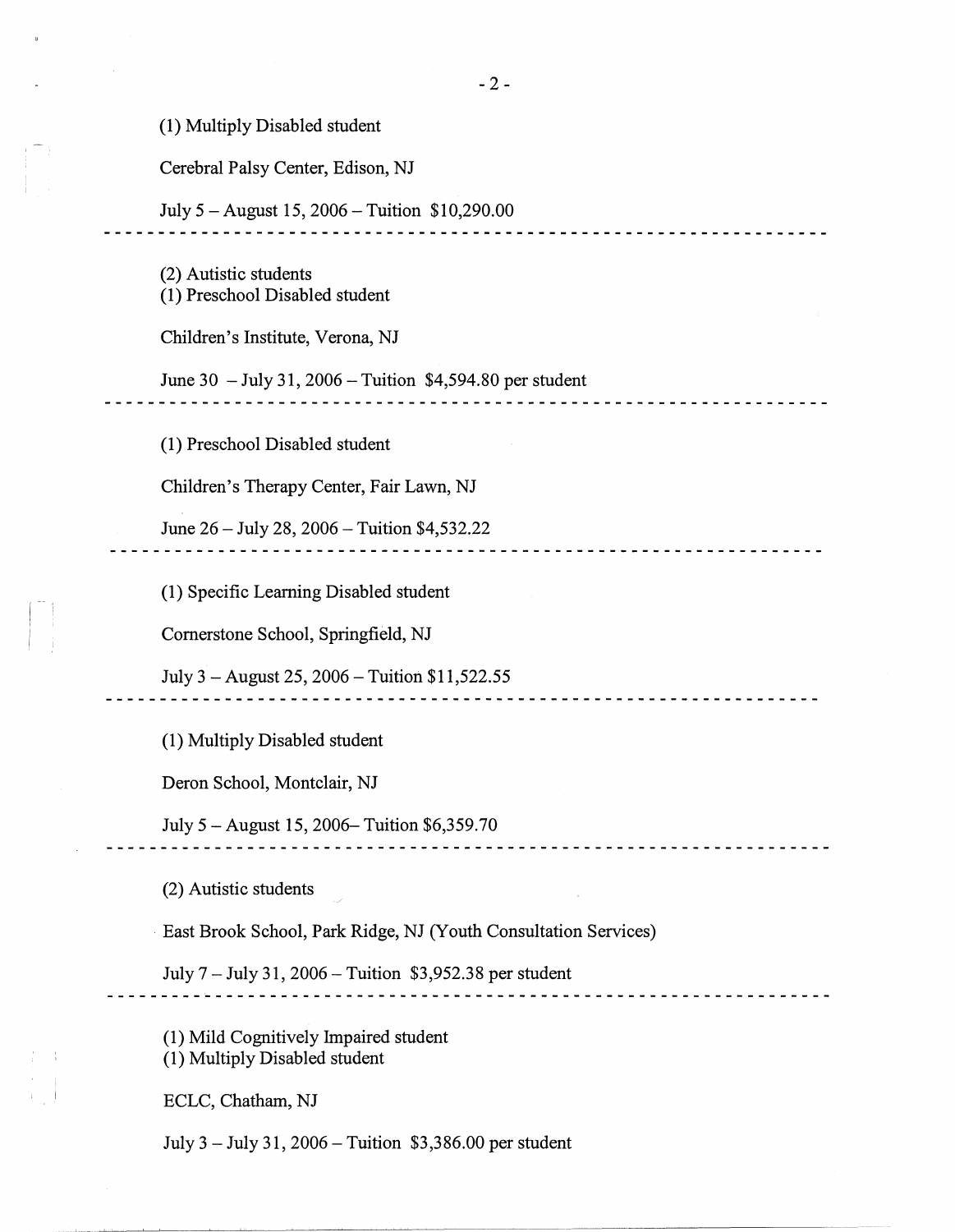(1) Multiply Disabled student

Cerebral Palsy Center, Edison, NJ

July 5 – August 15, 2006 – Tuition $10,290.00

---

(2) Autistic students
(1) Preschool Disabled student

Children's Institute, Verona, NJ

June 30 – July 31, 2006 – Tuition $4,594.80 per student

---

(1) Preschool Disabled student

Children's Therapy Center, Fair Lawn, NJ

June 26 – July 28, 2006 – Tuition $4,532.22

---

(1) Specific Learning Disabled student

Cornerstone School, Springfield, NJ

July 3 – August 25, 2006 – Tuition $11,522.55

---

(1) Multiply Disabled student

Deron School, Montclair, NJ

July 5 – August 15, 2006– Tuition $6,359.70

---

(2) Autistic students

East Brook School, Park Ridge, NJ (Youth Consultation Services)

July 7 – July 31, 2006 – Tuition $3,952.38 per student

---

(1) Mild Cognitively Impaired student
(1) Multiply Disabled student

ECLC, Chatham, NJ

July 3 – July 31, 2006 – Tuition $3,386.00 per student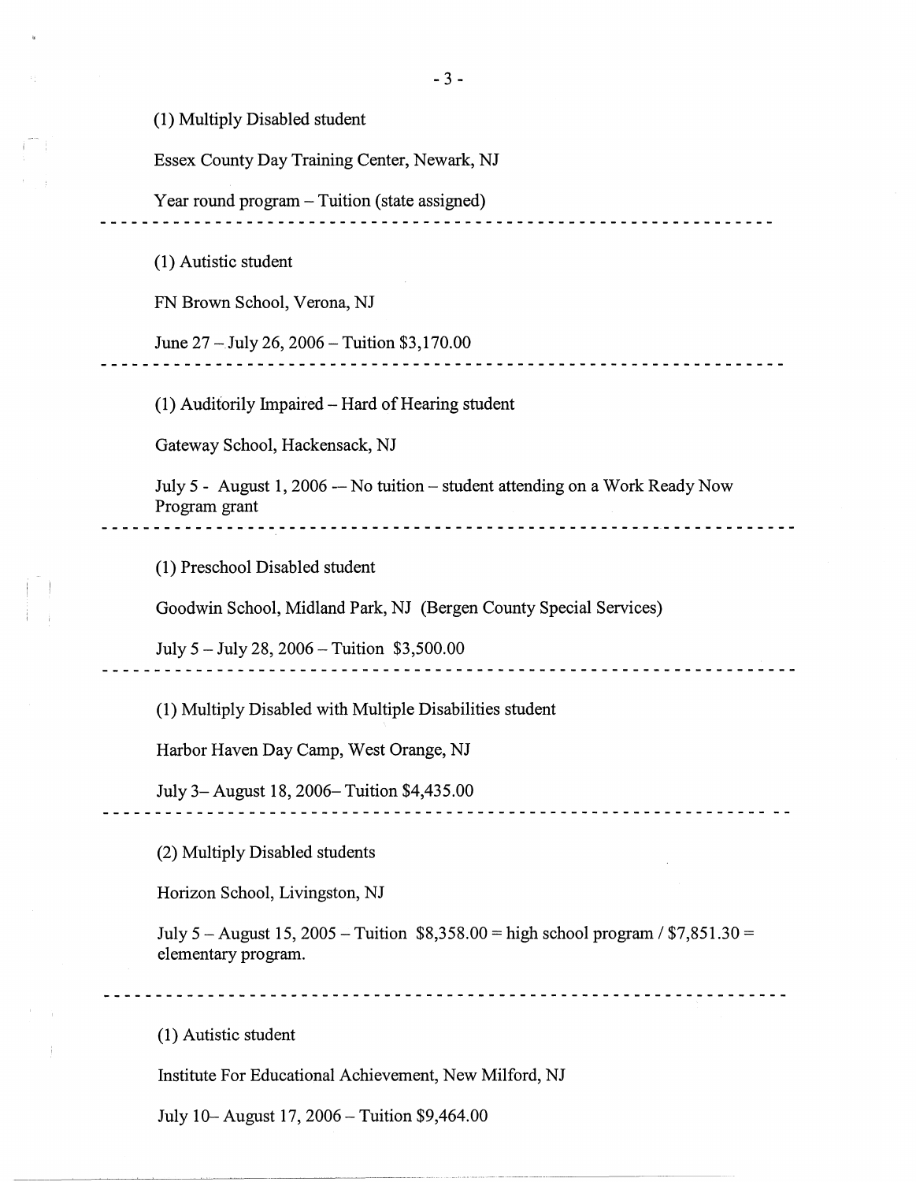(1) Multiply Disabled student

Essex County Day Training Center, Newark, NJ

Year round program – Tuition (state assigned)

---

(1) Autistic student

FN Brown School, Verona, NJ

June 27 – July 26, 2006 – Tuition $3,170.00

---

(1) Auditorily Impaired – Hard of Hearing student

Gateway School, Hackensack, NJ

July 5 - August 1, 2006 -- No tuition – student attending on a Work Ready Now Program grant

---

(1) Preschool Disabled student

Goodwin School, Midland Park, NJ (Bergen County Special Services)

July 5 – July 28, 2006 – Tuition $3,500.00

---

(1) Multiply Disabled with Multiple Disabilities student

Harbor Haven Day Camp, West Orange, NJ

July 3– August 18, 2006– Tuition $4,435.00

---

(2) Multiply Disabled students

Horizon School, Livingston, NJ

July 5 – August 15, 2005 – Tuition $8,358.00 = high school program / $7,851.30 = elementary program.

---

(1) Autistic student

Institute For Educational Achievement, New Milford, NJ

July 10– August 17, 2006 – Tuition $9,464.00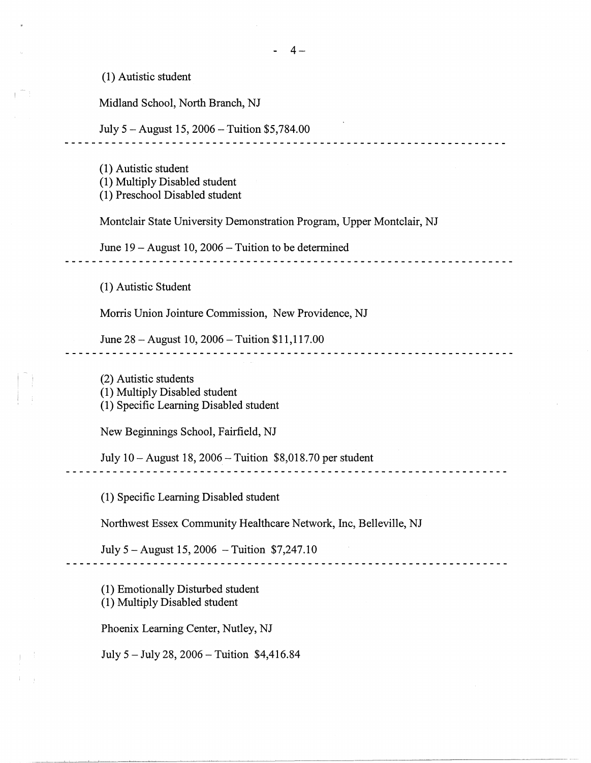(1) Autistic student

Midland School, North Branch, NJ

July 5 – August 15, 2006 – Tuition $5,784.00

---

(1) Autistic student
(1) Multiply Disabled student
(1) Preschool Disabled student

Montclair State University Demonstration Program, Upper Montclair, NJ

June 19 – August 10, 2006 – Tuition to be determined

---

(1) Autistic Student

Morris Union Jointure Commission, New Providence, NJ

June 28 – August 10, 2006 – Tuition $11,117.00

---

(2) Autistic students
(1) Multiply Disabled student
(1) Specific Learning Disabled student

New Beginnings School, Fairfield, NJ

July 10 – August 18, 2006 – Tuition $8,018.70 per student

---

(1) Specific Learning Disabled student

Northwest Essex Community Healthcare Network, Inc, Belleville, NJ

July 5 – August 15, 2006 – Tuition $7,247.10

---

(1) Emotionally Disturbed student
(1) Multiply Disabled student

Phoenix Learning Center, Nutley, NJ

July 5 – July 28, 2006 – Tuition $4,416.84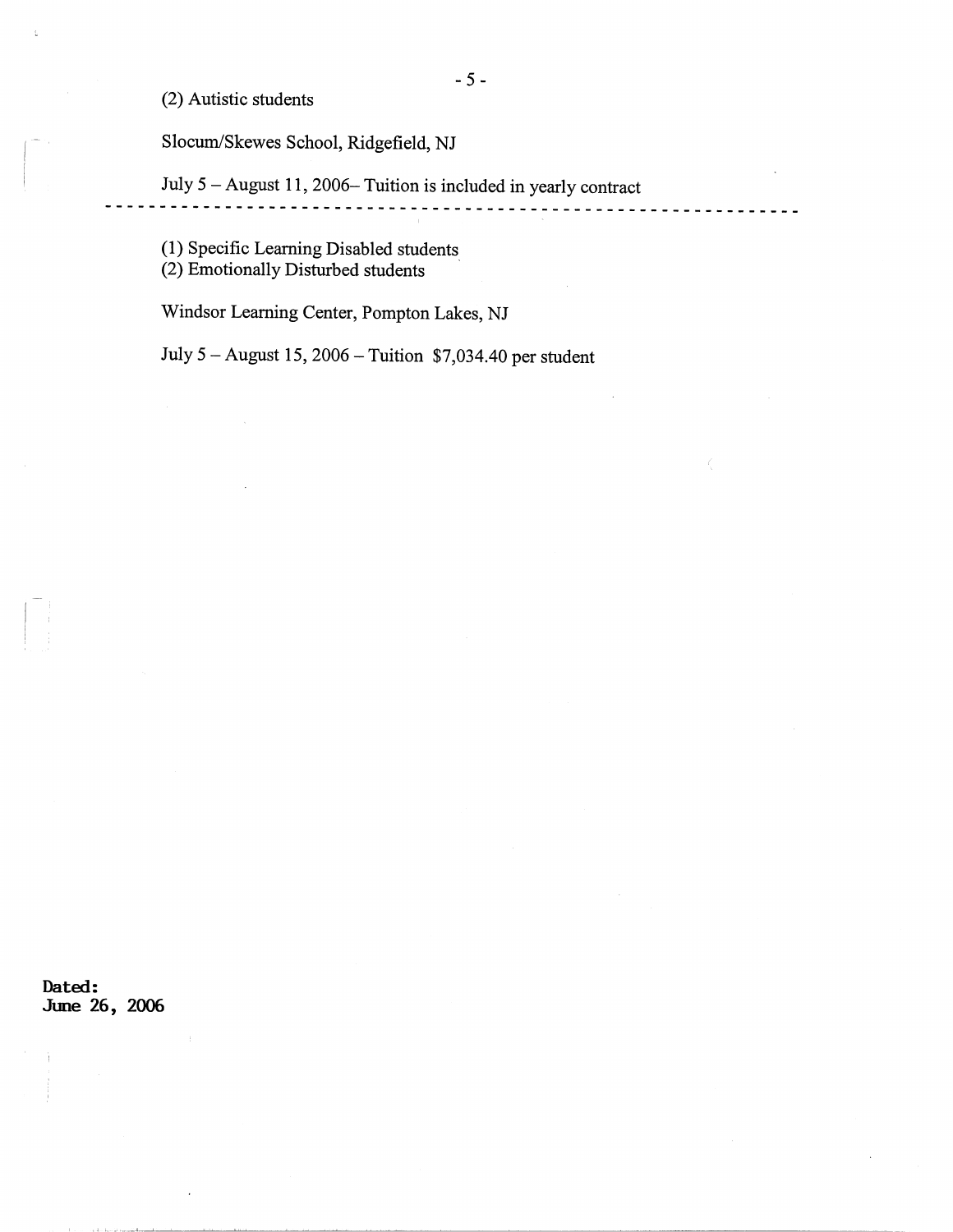(2) Autistic students

Slocum/Skewes School, Ridgefield, NJ

July 5 – August 11, 2006– Tuition is included in yearly contract

- - - - - - - - - - - - - - - - - - - - - - - - - - - - - - - - - - - - - - - - - - - - - - - - - - - - - - - - - - -

(1) Specific Learning Disabled students
(2) Emotionally Disturbed students

Windsor Learning Center, Pompton Lakes, NJ

July 5 – August 15, 2006 – Tuition $7,034.40 per student

**Dated:**
**June 26, 2006**